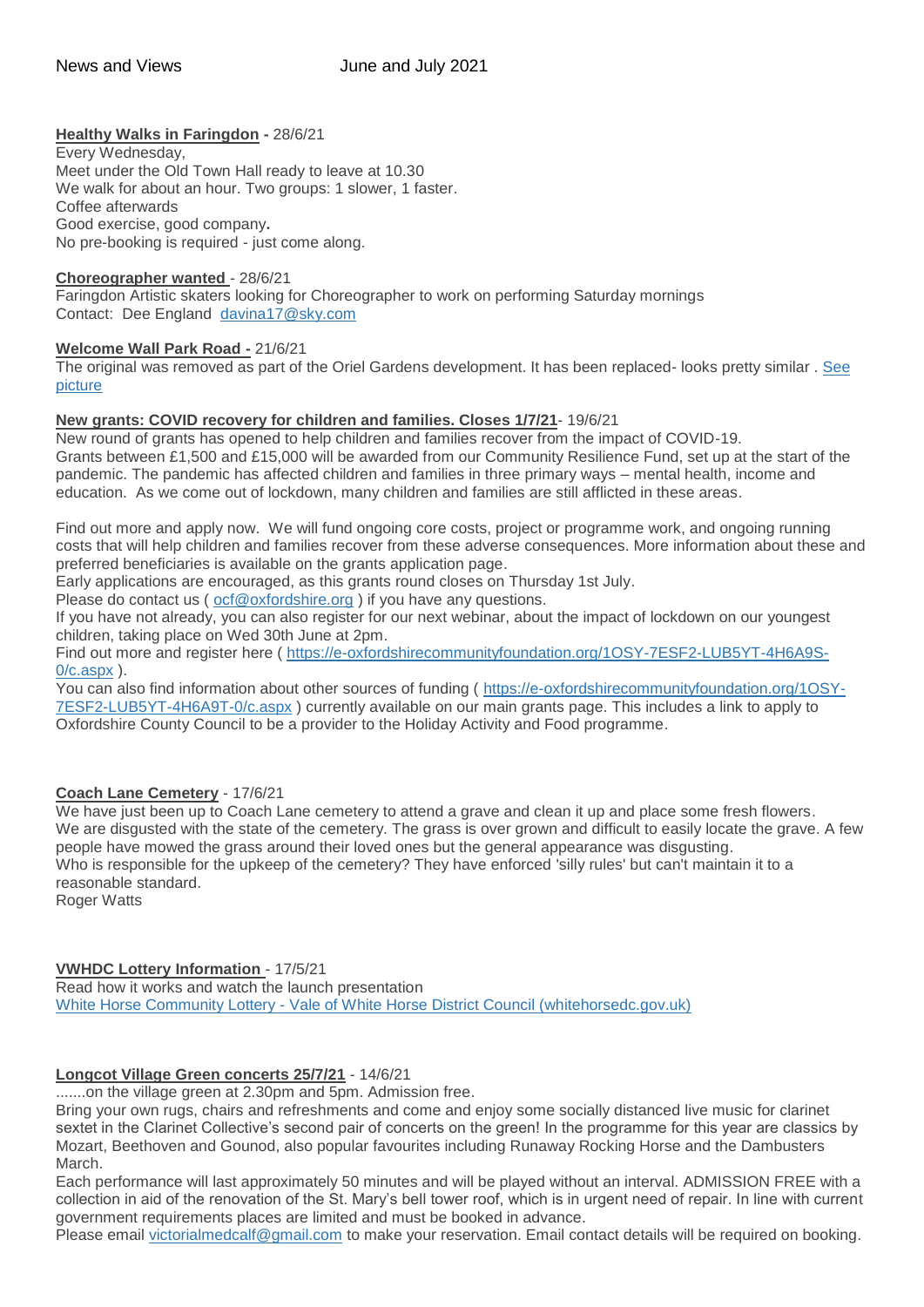News and Views June and July 2021

**Healthy Walks in Faringdon** - 28/6/21

Every Wednesday,
Meet under the Old Town Hall ready to leave at 10.30
We walk for about an hour. Two groups: 1 slower, 1 faster.
Coffee afterwards
Good exercise, good company**.**
No pre-booking is required - just come along.

**Choreographer wanted** - 28/6/21

Faringdon Artistic skaters looking for Choreographer to work on performing Saturday mornings
Contact: Dee England davina17@sky.com

**Welcome Wall Park Road -** 21/6/21

The original was removed as part of the Oriel Gardens development. It has been replaced- looks pretty similar . See picture

**New grants: COVID recovery for children and families. Closes 1/7/21**- 19/6/21

New round of grants has opened to help children and families recover from the impact of COVID-19.
Grants between £1,500 and £15,000 will be awarded from our Community Resilience Fund, set up at the start of the pandemic. The pandemic has affected children and families in three primary ways – mental health, income and education. As we come out of lockdown, many children and families are still afflicted in these areas.

Find out more and apply now. We will fund ongoing core costs, project or programme work, and ongoing running costs that will help children and families recover from these adverse consequences. More information about these and preferred beneficiaries is available on the grants application page.
Early applications are encouraged, as this grants round closes on Thursday 1st July.
Please do contact us ( ocf@oxfordshire.org ) if you have any questions.
If you have not already, you can also register for our next webinar, about the impact of lockdown on our youngest children, taking place on Wed 30th June at 2pm.
Find out more and register here ( https://e-oxfordshirecommunityfoundation.org/1OSY-7ESF2-LUB5YT-4H6A9S-0/c.aspx ).
You can also find information about other sources of funding ( https://e-oxfordshirecommunityfoundation.org/1OSY-7ESF2-LUB5YT-4H6A9T-0/c.aspx ) currently available on our main grants page. This includes a link to apply to Oxfordshire County Council to be a provider to the Holiday Activity and Food programme.

**Coach Lane Cemetery** - 17/6/21

We have just been up to Coach Lane cemetery to attend a grave and clean it up and place some fresh flowers.
We are disgusted with the state of the cemetery. The grass is over grown and difficult to easily locate the grave. A few people have mowed the grass around their loved ones but the general appearance was disgusting.
Who is responsible for the upkeep of the cemetery? They have enforced 'silly rules' but can't maintain it to a reasonable standard.
Roger Watts

**VWHDC Lottery Information** - 17/5/21

Read how it works and watch the launch presentation
White Horse Community Lottery - Vale of White Horse District Council (whitehorsedc.gov.uk)

**Longcot Village Green concerts 25/7/21** - 14/6/21

.......on the village green at 2.30pm and 5pm. Admission free.
Bring your own rugs, chairs and refreshments and come and enjoy some socially distanced live music for clarinet sextet in the Clarinet Collective's second pair of concerts on the green! In the programme for this year are classics by Mozart, Beethoven and Gounod, also popular favourites including Runaway Rocking Horse and the Dambusters March.
Each performance will last approximately 50 minutes and will be played without an interval. ADMISSION FREE with a collection in aid of the renovation of the St. Mary's bell tower roof, which is in urgent need of repair. In line with current government requirements places are limited and must be booked in advance.
Please email victorialmedcalf@gmail.com to make your reservation. Email contact details will be required on booking.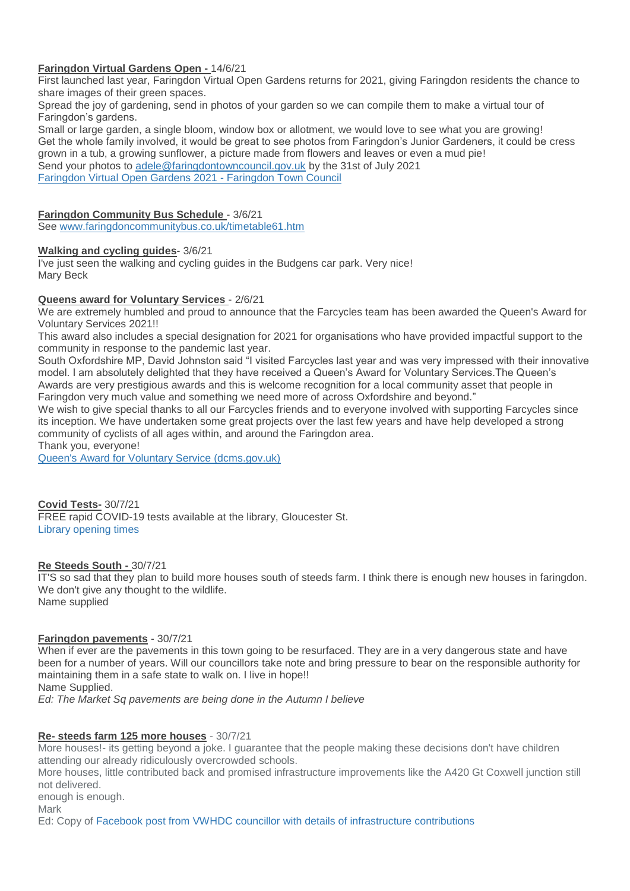**Faringdon Virtual Gardens Open -** 14/6/21
First launched last year, Faringdon Virtual Open Gardens returns for 2021, giving Faringdon residents the chance to share images of their green spaces.
Spread the joy of gardening, send in photos of your garden so we can compile them to make a virtual tour of Faringdon's gardens.
Small or large garden, a single bloom, window box or allotment, we would love to see what you are growing!
Get the whole family involved, it would be great to see photos from Faringdon's Junior Gardeners, it could be cress grown in a tub, a growing sunflower, a picture made from flowers and leaves or even a mud pie!
Send your photos to adele@faringdontowncouncil.gov.uk by the 31st of July 2021
Faringdon Virtual Open Gardens 2021 - Faringdon Town Council

**Faringdon Community Bus Schedule** - 3/6/21
See www.faringdoncommunitybus.co.uk/timetable61.htm

**Walking and cycling guides**- 3/6/21
I've just seen the walking and cycling guides in the Budgens car park. Very nice!
Mary Beck

**Queens award for Voluntary Services** - 2/6/21
We are extremely humbled and proud to announce that the Farcycles team has been awarded the Queen's Award for Voluntary Services 2021!!
This award also includes a special designation for 2021 for organisations who have provided impactful support to the community in response to the pandemic last year.
South Oxfordshire MP, David Johnston said "I visited Farcycles last year and was very impressed with their innovative model. I am absolutely delighted that they have received a Queen's Award for Voluntary Services.The Queen's Awards are very prestigious awards and this is welcome recognition for a local community asset that people in Faringdon very much value and something we need more of across Oxfordshire and beyond."
We wish to give special thanks to all our Farcycles friends and to everyone involved with supporting Farcycles since its inception. We have undertaken some great projects over the last few years and have help developed a strong community of cyclists of all ages within, and around the Faringdon area.
Thank you, everyone!
Queen's Award for Voluntary Service (dcms.gov.uk)

**Covid Tests-** 30/7/21
FREE rapid COVID-19 tests available at the library, Gloucester St.
Library opening times

**Re Steeds South -** 30/7/21
IT'S so sad that they plan to build more houses south of steeds farm. I think there is enough new houses in faringdon. We don't give any thought to the wildlife.
Name supplied

**Faringdon pavements** - 30/7/21
When if ever are the pavements in this town going to be resurfaced. They are in a very dangerous state and have been for a number of years. Will our councillors take note and bring pressure to bear on the responsible authority for maintaining them in a safe state to walk on. I live in hope!!
Name Supplied.
*Ed: The Market Sq pavements are being done in the Autumn I believe*

**Re- steeds farm 125 more houses** - 30/7/21
More houses!- its getting beyond a joke. I guarantee that the people making these decisions don't have children attending our already ridiculously overcrowded schools.
More houses, little contributed back and promised infrastructure improvements like the A420 Gt Coxwell junction still not delivered.
enough is enough.
Mark
Ed: Copy of Facebook post from VWHDC councillor with details of infrastructure contributions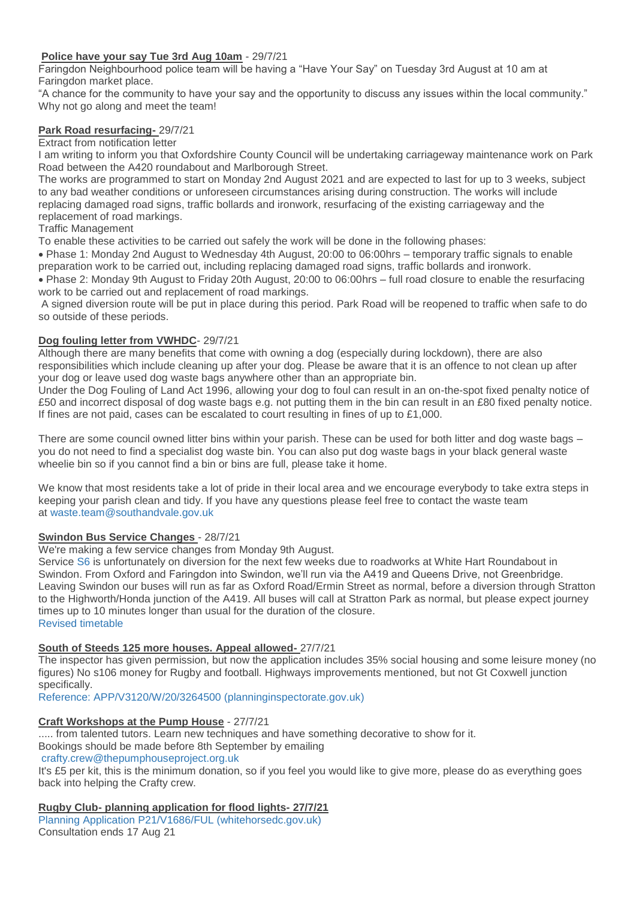**Police have your say Tue 3rd Aug 10am** - 29/7/21

Faringdon Neighbourhood police team will be having a "Have Your Say" on Tuesday 3rd August at 10 am at Faringdon market place.

"A chance for the community to have your say and the opportunity to discuss any issues within the local community." Why not go along and meet the team!

**Park Road resurfacing-** 29/7/21

Extract from notification letter

I am writing to inform you that Oxfordshire County Council will be undertaking carriageway maintenance work on Park Road between the A420 roundabout and Marlborough Street.

The works are programmed to start on Monday 2nd August 2021 and are expected to last for up to 3 weeks, subject to any bad weather conditions or unforeseen circumstances arising during construction. The works will include replacing damaged road signs, traffic bollards and ironwork, resurfacing of the existing carriageway and the replacement of road markings.

Traffic Management

To enable these activities to be carried out safely the work will be done in the following phases:

- Phase 1: Monday 2nd August to Wednesday 4th August, 20:00 to 06:00hrs – temporary traffic signals to enable preparation work to be carried out, including replacing damaged road signs, traffic bollards and ironwork.
- Phase 2: Monday 9th August to Friday 20th August, 20:00 to 06:00hrs – full road closure to enable the resurfacing work to be carried out and replacement of road markings.

A signed diversion route will be put in place during this period. Park Road will be reopened to traffic when safe to do so outside of these periods.

**Dog fouling letter from VWHDC**- 29/7/21

Although there are many benefits that come with owning a dog (especially during lockdown), there are also responsibilities which include cleaning up after your dog. Please be aware that it is an offence to not clean up after your dog or leave used dog waste bags anywhere other than an appropriate bin.

Under the Dog Fouling of Land Act 1996, allowing your dog to foul can result in an on-the-spot fixed penalty notice of £50 and incorrect disposal of dog waste bags e.g. not putting them in the bin can result in an £80 fixed penalty notice. If fines are not paid, cases can be escalated to court resulting in fines of up to £1,000.

There are some council owned litter bins within your parish. These can be used for both litter and dog waste bags – you do not need to find a specialist dog waste bin. You can also put dog waste bags in your black general waste wheelie bin so if you cannot find a bin or bins are full, please take it home.

We know that most residents take a lot of pride in their local area and we encourage everybody to take extra steps in keeping your parish clean and tidy. If you have any questions please feel free to contact the waste team at waste.team@southandvale.gov.uk

**Swindon Bus Service Changes** - 28/7/21

We're making a few service changes from Monday 9th August.

Service S6 is unfortunately on diversion for the next few weeks due to roadworks at White Hart Roundabout in Swindon. From Oxford and Faringdon into Swindon, we'll run via the A419 and Queens Drive, not Greenbridge. Leaving Swindon our buses will run as far as Oxford Road/Ermin Street as normal, before a diversion through Stratton to the Highworth/Honda junction of the A419. All buses will call at Stratton Park as normal, but please expect journey times up to 10 minutes longer than usual for the duration of the closure.

Revised timetable

**South of Steeds 125 more houses. Appeal allowed-** 27/7/21

The inspector has given permission, but now the application includes 35% social housing and some leisure money (no figures) No s106 money for Rugby and football. Highways improvements mentioned, but not Gt Coxwell junction specifically.

Reference: APP/V3120/W/20/3264500 (planninginspectorate.gov.uk)

**Craft Workshops at the Pump House** - 27/7/21

..... from talented tutors. Learn new techniques and have something decorative to show for it.

Bookings should be made before 8th September by emailing

crafty.crew@thepumphouseproject.org.uk

It's £5 per kit, this is the minimum donation, so if you feel you would like to give more, please do as everything goes back into helping the Crafty crew.

**Rugby Club- planning application for flood lights- 27/7/21**

Planning Application P21/V1686/FUL (whitehorsedc.gov.uk)

Consultation ends 17 Aug 21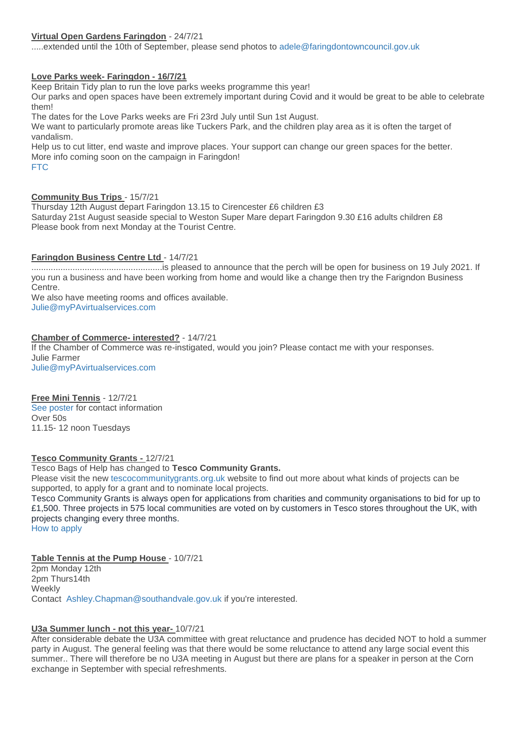**Virtual Open Gardens Faringdon** - 24/7/21

.....extended until the 10th of September, please send photos to adele@faringdontowncouncil.gov.uk

**Love Parks week- Faringdon - 16/7/21**

Keep Britain Tidy plan to run the love parks weeks programme this year!

Our parks and open spaces have been extremely important during Covid and it would be great to be able to celebrate them!

The dates for the Love Parks weeks are Fri 23rd July until Sun 1st August.

We want to particularly promote areas like Tuckers Park, and the children play area as it is often the target of vandalism.

Help us to cut litter, end waste and improve places. Your support can change our green spaces for the better.

More info coming soon on the campaign in Faringdon!

FTC

**Community Bus Trips** - 15/7/21

Thursday 12th August depart Faringdon 13.15 to Cirencester £6 children £3

Saturday 21st August seaside special to Weston Super Mare depart Faringdon 9.30 £16 adults children £8

Please book from next Monday at the Tourist Centre.

**Faringdon Business Centre Ltd** - 14/7/21

......................................................is pleased to announce that the perch will be open for business on 19 July 2021. If you run a business and have been working from home and would like a change then try the Farigndon Business Centre.

We also have meeting rooms and offices available.

Julie@myPAvirtualservices.com

**Chamber of Commerce- interested?** - 14/7/21

If the Chamber of Commerce was re-instigated, would you join? Please contact me with your responses.

Julie Farmer

Julie@myPAvirtualservices.com

**Free Mini Tennis** - 12/7/21

See poster for contact information

Over 50s

11.15- 12 noon Tuesdays

**Tesco Community Grants -** 12/7/21

Tesco Bags of Help has changed to **Tesco Community Grants.**

Please visit the new tescocommunitygrants.org.uk website to find out more about what kinds of projects can be supported, to apply for a grant and to nominate local projects.

Tesco Community Grants is always open for applications from charities and community organisations to bid for up to £1,500. Three projects in 575 local communities are voted on by customers in Tesco stores throughout the UK, with projects changing every three months.

How to apply

**Table Tennis at the Pump House** - 10/7/21

2pm Monday 12th

2pm Thurs14th

Weekly

Contact Ashley.Chapman@southandvale.gov.uk if you're interested.

**U3a Summer lunch - not this year-** 10/7/21

After considerable debate the U3A committee with great reluctance and prudence has decided NOT to hold a summer party in August. The general feeling was that there would be some reluctance to attend any large social event this summer.. There will therefore be no U3A meeting in August but there are plans for a speaker in person at the Corn exchange in September with special refreshments.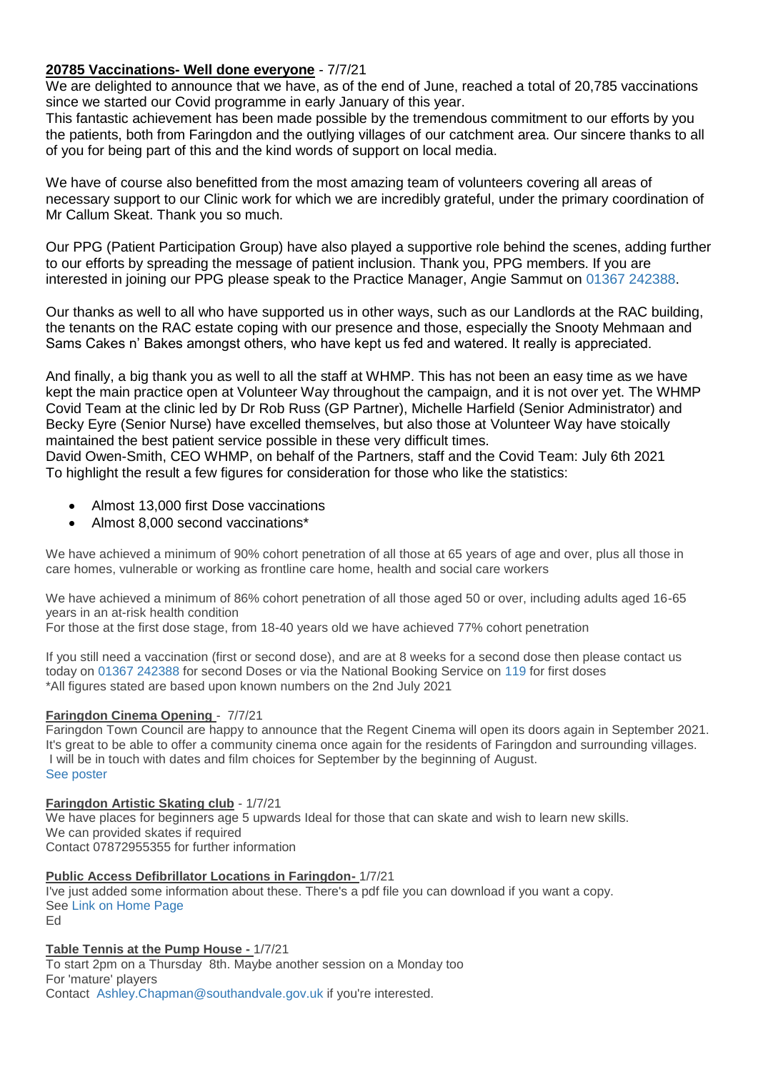**20785 Vaccinations- Well done everyone** - 7/7/21

We are delighted to announce that we have, as of the end of June, reached a total of 20,785 vaccinations since we started our Covid programme in early January of this year.

This fantastic achievement has been made possible by the tremendous commitment to our efforts by you the patients, both from Faringdon and the outlying villages of our catchment area. Our sincere thanks to all of you for being part of this and the kind words of support on local media.

We have of course also benefitted from the most amazing team of volunteers covering all areas of necessary support to our Clinic work for which we are incredibly grateful, under the primary coordination of Mr Callum Skeat. Thank you so much.

Our PPG (Patient Participation Group) have also played a supportive role behind the scenes, adding further to our efforts by spreading the message of patient inclusion. Thank you, PPG members. If you are interested in joining our PPG please speak to the Practice Manager, Angie Sammut on 01367 242388.

Our thanks as well to all who have supported us in other ways, such as our Landlords at the RAC building, the tenants on the RAC estate coping with our presence and those, especially the Snooty Mehmaan and Sams Cakes n' Bakes amongst others, who have kept us fed and watered. It really is appreciated.

And finally, a big thank you as well to all the staff at WHMP. This has not been an easy time as we have kept the main practice open at Volunteer Way throughout the campaign, and it is not over yet. The WHMP Covid Team at the clinic led by Dr Rob Russ (GP Partner), Michelle Harfield (Senior Administrator) and Becky Eyre (Senior Nurse) have excelled themselves, but also those at Volunteer Way have stoically maintained the best patient service possible in these very difficult times.

David Owen-Smith, CEO WHMP, on behalf of the Partners, staff and the Covid Team: July 6th 2021

To highlight the result a few figures for consideration for those who like the statistics:

- Almost 13,000 first Dose vaccinations
- Almost 8,000 second vaccinations*

We have achieved a minimum of 90% cohort penetration of all those at 65 years of age and over, plus all those in care homes, vulnerable or working as frontline care home, health and social care workers

We have achieved a minimum of 86% cohort penetration of all those aged 50 or over, including adults aged 16-65 years in an at-risk health condition

For those at the first dose stage, from 18-40 years old we have achieved 77% cohort penetration

If you still need a vaccination (first or second dose), and are at 8 weeks for a second dose then please contact us today on 01367 242388 for second Doses or via the National Booking Service on 119 for first doses

*All figures stated are based upon known numbers on the 2nd July 2021

**Faringdon Cinema Opening** - 7/7/21

Faringdon Town Council are happy to announce that the Regent Cinema will open its doors again in September 2021. It's great to be able to offer a community cinema once again for the residents of Faringdon and surrounding villages.
I will be in touch with dates and film choices for September by the beginning of August.
See poster

**Faringdon Artistic Skating club** - 1/7/21

We have places for beginners age 5 upwards Ideal for those that can skate and wish to learn new skills.
We can provided skates if required
Contact 07872955355 for further information

**Public Access Defibrillator Locations in Faringdon-** 1/7/21

I've just added some information about these. There's a pdf file you can download if you want a copy.
See Link on Home Page
Ed

**Table Tennis at the Pump House -** 1/7/21

To start 2pm on a Thursday 8th. Maybe another session on a Monday too
For 'mature' players
Contact Ashley.Chapman@southandvale.gov.uk if you're interested.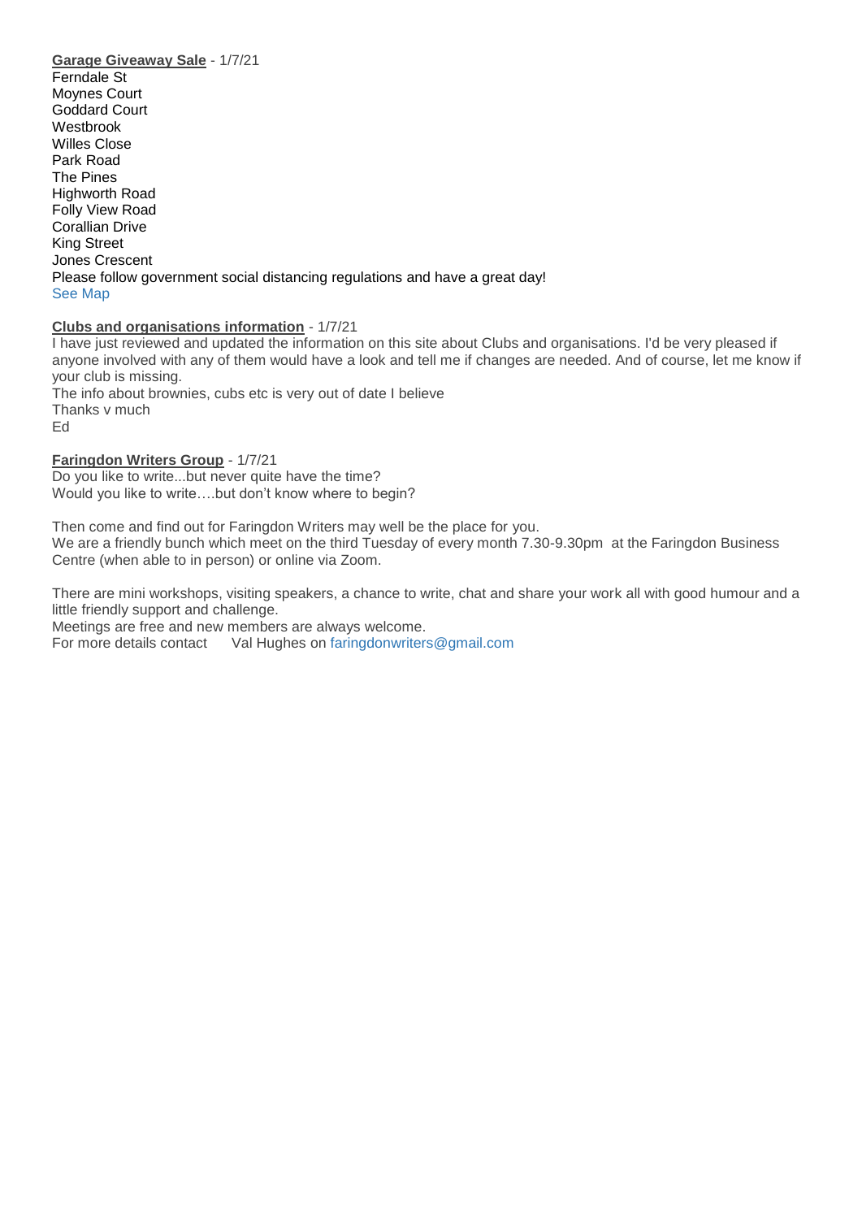**Garage Giveaway Sale** - 1/7/21
Ferndale St
Moynes Court
Goddard Court
Westbrook
Willes Close
Park Road
The Pines
Highworth Road
Folly View Road
Corallian Drive
King Street
Jones Crescent
Please follow government social distancing regulations and have a great day!
See Map

**Clubs and organisations information** - 1/7/21
I have just reviewed and updated the information on this site about Clubs and organisations. I'd be very pleased if anyone involved with any of them would have a look and tell me if changes are needed. And of course, let me know if your club is missing.
The info about brownies, cubs etc is very out of date I believe
Thanks v much
Ed

**Faringdon Writers Group** - 1/7/21
Do you like to write...but never quite have the time?
Would you like to write….but don't know where to begin?

Then come and find out for Faringdon Writers may well be the place for you.
We are a friendly bunch which meet on the third Tuesday of every month 7.30-9.30pm at the Faringdon Business Centre (when able to in person) or online via Zoom.

There are mini workshops, visiting speakers, a chance to write, chat and share your work all with good humour and a little friendly support and challenge.
Meetings are free and new members are always welcome.
For more details contact Val Hughes on faringdonwriters@gmail.com